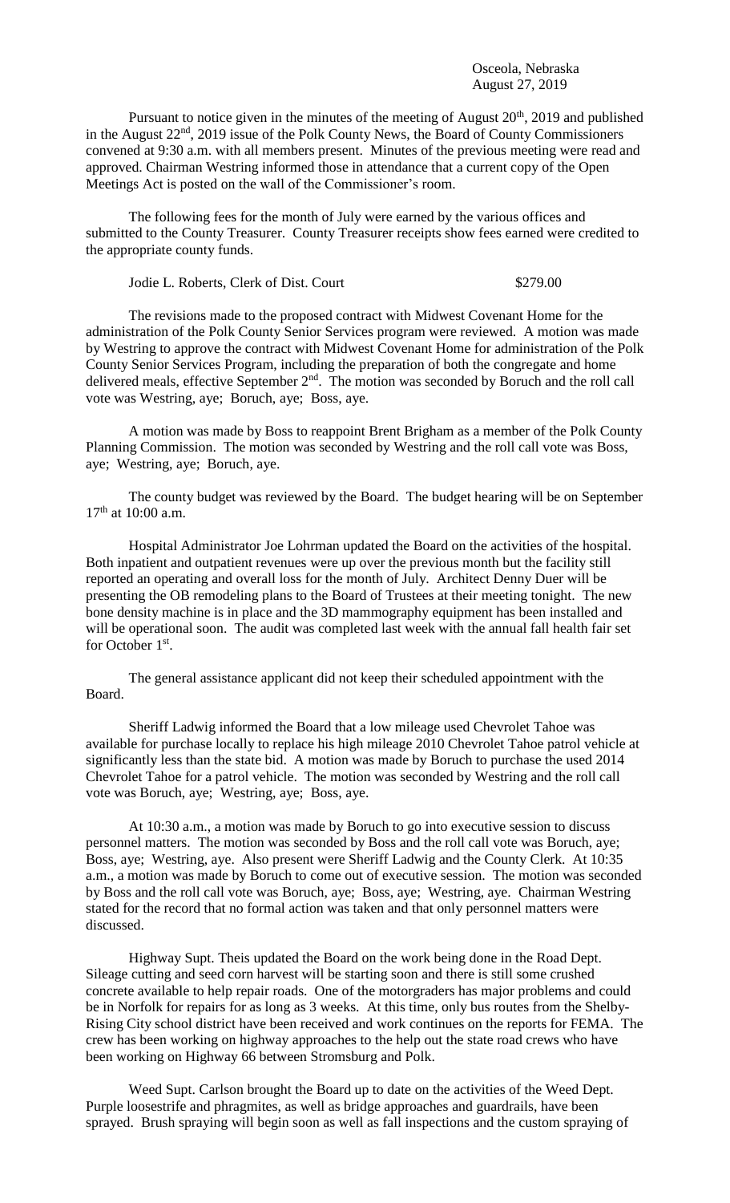Osceola, Nebraska
August 27, 2019

Pursuant to notice given in the minutes of the meeting of August 20th, 2019 and published in the August 22nd, 2019 issue of the Polk County News, the Board of County Commissioners convened at 9:30 a.m. with all members present. Minutes of the previous meeting were read and approved. Chairman Westring informed those in attendance that a current copy of the Open Meetings Act is posted on the wall of the Commissioner's room.

The following fees for the month of July were earned by the various offices and submitted to the County Treasurer. County Treasurer receipts show fees earned were credited to the appropriate county funds.

Jodie L. Roberts, Clerk of Dist. Court $279.00

The revisions made to the proposed contract with Midwest Covenant Home for the administration of the Polk County Senior Services program were reviewed. A motion was made by Westring to approve the contract with Midwest Covenant Home for administration of the Polk County Senior Services Program, including the preparation of both the congregate and home delivered meals, effective September 2nd. The motion was seconded by Boruch and the roll call vote was Westring, aye; Boruch, aye; Boss, aye.

A motion was made by Boss to reappoint Brent Brigham as a member of the Polk County Planning Commission. The motion was seconded by Westring and the roll call vote was Boss, aye; Westring, aye; Boruch, aye.

The county budget was reviewed by the Board. The budget hearing will be on September 17th at 10:00 a.m.

Hospital Administrator Joe Lohrman updated the Board on the activities of the hospital. Both inpatient and outpatient revenues were up over the previous month but the facility still reported an operating and overall loss for the month of July. Architect Denny Duer will be presenting the OB remodeling plans to the Board of Trustees at their meeting tonight. The new bone density machine is in place and the 3D mammography equipment has been installed and will be operational soon. The audit was completed last week with the annual fall health fair set for October 1st.

The general assistance applicant did not keep their scheduled appointment with the Board.

Sheriff Ladwig informed the Board that a low mileage used Chevrolet Tahoe was available for purchase locally to replace his high mileage 2010 Chevrolet Tahoe patrol vehicle at significantly less than the state bid. A motion was made by Boruch to purchase the used 2014 Chevrolet Tahoe for a patrol vehicle. The motion was seconded by Westring and the roll call vote was Boruch, aye; Westring, aye; Boss, aye.

At 10:30 a.m., a motion was made by Boruch to go into executive session to discuss personnel matters. The motion was seconded by Boss and the roll call vote was Boruch, aye; Boss, aye; Westring, aye. Also present were Sheriff Ladwig and the County Clerk. At 10:35 a.m., a motion was made by Boruch to come out of executive session. The motion was seconded by Boss and the roll call vote was Boruch, aye; Boss, aye; Westring, aye. Chairman Westring stated for the record that no formal action was taken and that only personnel matters were discussed.

Highway Supt. Theis updated the Board on the work being done in the Road Dept. Sileage cutting and seed corn harvest will be starting soon and there is still some crushed concrete available to help repair roads. One of the motorgraders has major problems and could be in Norfolk for repairs for as long as 3 weeks. At this time, only bus routes from the Shelby-Rising City school district have been received and work continues on the reports for FEMA. The crew has been working on highway approaches to the help out the state road crews who have been working on Highway 66 between Stromsburg and Polk.

Weed Supt. Carlson brought the Board up to date on the activities of the Weed Dept. Purple loosestrife and phragmites, as well as bridge approaches and guardrails, have been sprayed. Brush spraying will begin soon as well as fall inspections and the custom spraying of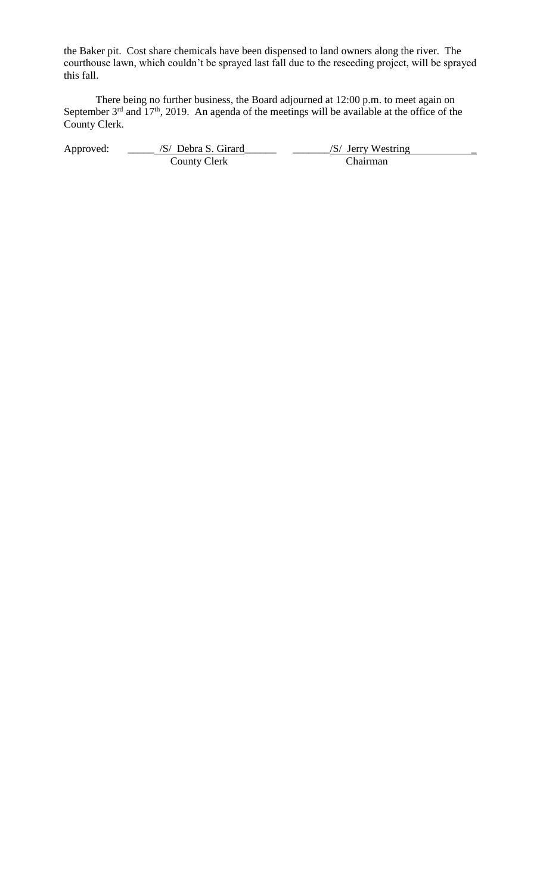the Baker pit. Cost share chemicals have been dispensed to land owners along the river. The courthouse lawn, which couldn't be sprayed last fall due to the reseeding project, will be sprayed this fall.

There being no further business, the Board adjourned at 12:00 p.m. to meet again on September 3rd and 17th, 2019. An agenda of the meetings will be available at the office of the County Clerk.

| | | |
|---|---|---|
| Approved: | /S/ Debra S. Girard | /S/ Jerry Westring |
| | County Clerk | Chairman |